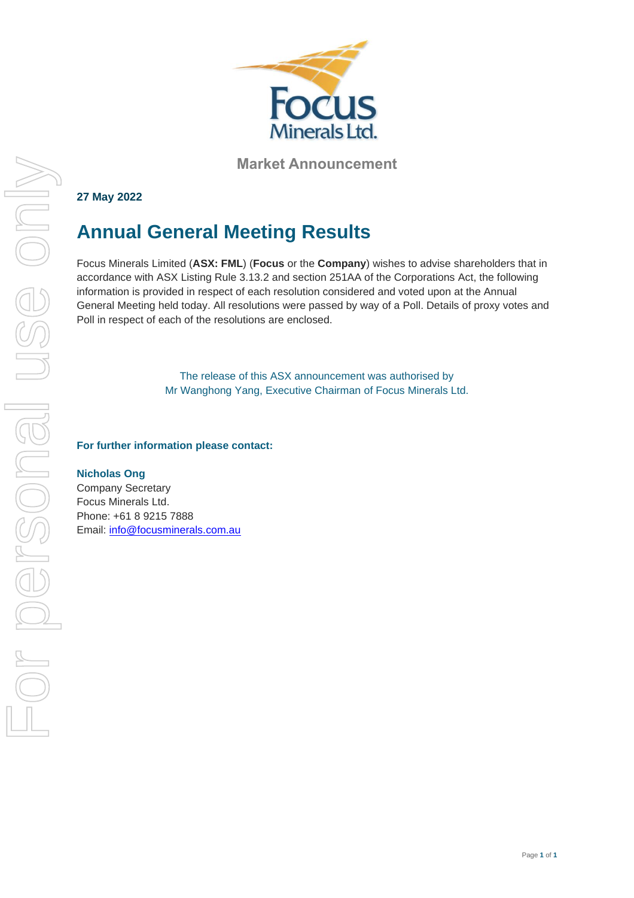Market Announcement

**27 May 2022**

# Annual General Meeting Results

Focus Minerals Limited (**ASX: FML**) (**Focus** or the **Company**) wishes to advise shareholders that in accordance with ASX Listing Rule 3.13.2 and section 251AA of the Corporations Act, the following information is provided in respect of each resolution considered and voted upon at the Annual General Meeting held today. All resolutions were passed by way of a Poll. Details of proxy votes and Poll in respect of each of the resolutions are enclosed.

The release of this ASX announcement was authorised by
Mr Wanghong Yang, Executive Chairman of Focus Minerals Ltd.

**For further information please contact:**

**Nicholas Ong**
Company Secretary
Focus Minerals Ltd.
Phone: +61 8 9215 7888
Email: info@focusminerals.com.au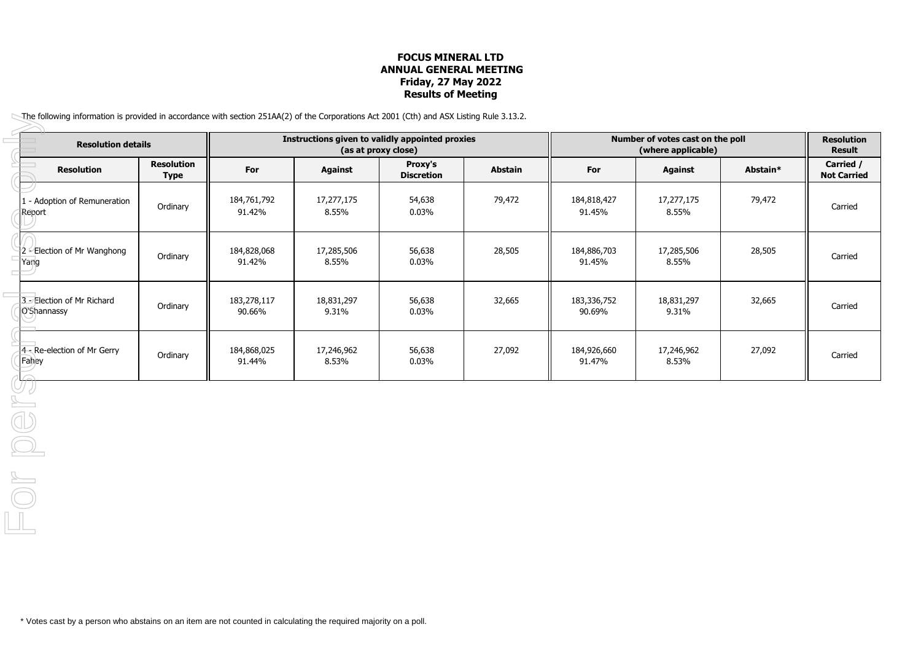**FOCUS MINERAL LTD**
**ANNUAL GENERAL MEETING**
**Friday, 27 May 2022**
**Results of Meeting**

The following information is provided in accordance with section 251AA(2) of the Corporations Act 2001 (Cth) and ASX Listing Rule 3.13.2.

| Resolution details | | Instructions given to validly appointed proxies (as at proxy close) | | | | Number of votes cast on the poll (where applicable) | | | Resolution Result |
|---|---|---|---|---|---|---|---|---|---|
| **Resolution** | **Resolution Type** | **For** | **Against** | **Proxy's Discretion** | **Abstain** | **For** | **Against** | **Abstain*** | **Carried / Not Carried** |
| 1 - Adoption of Remuneration Report | Ordinary | 184,761,792 91.42% | 17,277,175 8.55% | 54,638 0.03% | 79,472 | 184,818,427 91.45% | 17,277,175 8.55% | 79,472 | Carried |
| 2 - Election of Mr Wanghong Yang | Ordinary | 184,828,068 91.42% | 17,285,506 8.55% | 56,638 0.03% | 28,505 | 184,886,703 91.45% | 17,285,506 8.55% | 28,505 | Carried |
| 3 - Election of Mr Richard O'Shannassy | Ordinary | 183,278,117 90.66% | 18,831,297 9.31% | 56,638 0.03% | 32,665 | 183,336,752 90.69% | 18,831,297 9.31% | 32,665 | Carried |
| 4 - Re-election of Mr Gerry Fahey | Ordinary | 184,868,025 91.44% | 17,246,962 8.53% | 56,638 0.03% | 27,092 | 184,926,660 91.47% | 17,246,962 8.53% | 27,092 | Carried |

* Votes cast by a person who abstains on an item are not counted in calculating the required majority on a poll.